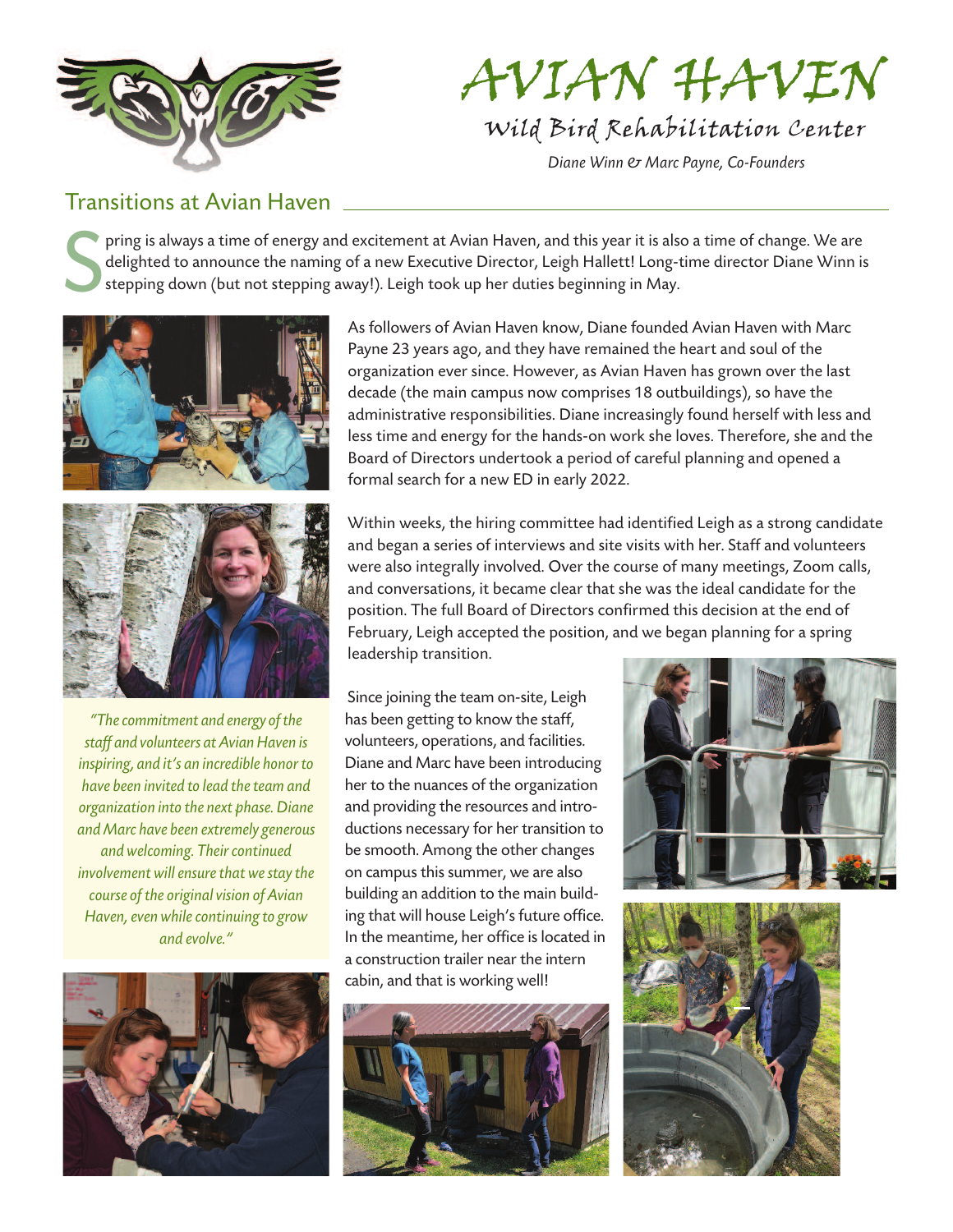# AVIAN HAVEN

## Wild Bird Rehabilitation Center

*Diane Winn & Marc Payne, Co-Founders*

## Transitions at Avian Haven

Spring is always a time of energy and excitement at Avian Haven, and this year it is also a time of change. We are delighted to announce the naming of a new Executive Director, Leigh Hallett! Long-time director Diane Winn is stepping down (but not stepping away!). Leigh took up her duties beginning in May.

As followers of Avian Haven know, Diane founded Avian Haven with Marc Payne 23 years ago, and they have remained the heart and soul of the organization ever since. However, as Avian Haven has grown over the last decade (the main campus now comprises 18 outbuildings), so have the administrative responsibilities. Diane increasingly found herself with less and less time and energy for the hands-on work she loves. Therefore, she and the Board of Directors undertook a period of careful planning and opened a formal search for a new ED in early 2022.

Within weeks, the hiring committee had identified Leigh as a strong candidate and began a series of interviews and site visits with her. Staff and volunteers were also integrally involved. Over the course of many meetings, Zoom calls, and conversations, it became clear that she was the ideal candidate for the position. The full Board of Directors confirmed this decision at the end of February, Leigh accepted the position, and we began planning for a spring leadership transition.

*"The commitment and energy of the staff and volunteers at Avian Haven is inspiring, and it's an incredible honor to have been invited to lead the team and organization into the next phase. Diane and Marc have been extremely generous and welcoming. Their continued involvement will ensure that we stay the course of the original vision of Avian Haven, even while continuing to grow and evolve."*

Since joining the team on-site, Leigh has been getting to know the staff, volunteers, operations, and facilities. Diane and Marc have been introducing her to the nuances of the organization and providing the resources and introductions necessary for her transition to be smooth. Among the other changes on campus this summer, we are also building an addition to the main building that will house Leigh's future office. In the meantime, her office is located in a construction trailer near the intern cabin, and that is working well!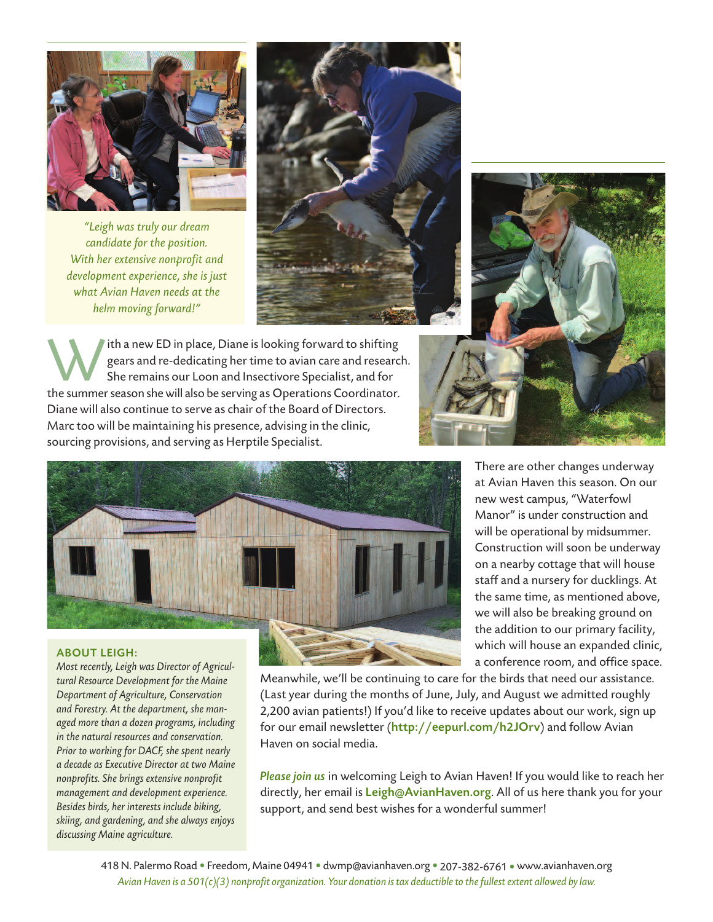*"Leigh was truly our dream candidate for the position. With her extensive nonprofit and development experience, she is just what Avian Haven needs at the helm moving forward!"*

With a new ED in place, Diane is looking forward to shifting gears and re-dedicating her time to avian care and research. She remains our Loon and Insectivore Specialist, and for the summer season she will also be serving as Operations Coordinator. Diane will also continue to serve as chair of the Board of Directors. Marc too will be maintaining his presence, advising in the clinic, sourcing provisions, and serving as Herptile Specialist.

There are other changes underway at Avian Haven this season. On our new west campus, "Waterfowl Manor" is under construction and will be operational by midsummer. Construction will soon be underway on a nearby cottage that will house staff and a nursery for ducklings. At the same time, as mentioned above, we will also be breaking ground on the addition to our primary facility, which will house an expanded clinic, a conference room, and office space.

Meanwhile, we'll be continuing to care for the birds that need our assistance. (Last year during the months of June, July, and August we admitted roughly 2,200 avian patients!) If you'd like to receive updates about our work, sign up for our email newsletter (**http://eepurl.com/h2JOrv**) and follow Avian Haven on social media.

***Please join us*** in welcoming Leigh to Avian Haven! If you would like to reach her directly, her email is **Leigh@AvianHaven.org**. All of us here thank you for your support, and send best wishes for a wonderful summer!

### ABOUT LEIGH:

*Most recently, Leigh was Director of Agricultural Resource Development for the Maine Department of Agriculture, Conservation and Forestry. At the department, she managed more than a dozen programs, including in the natural resources and conservation. Prior to working for DACF, she spent nearly a decade as Executive Director at two Maine nonprofits. She brings extensive nonprofit management and development experience. Besides birds, her interests include biking, skiing, and gardening, and she always enjoys discussing Maine agriculture.*

418 N. Palermo Road • Freedom, Maine 04941 • dwmp@avianhaven.org • 207-382-6761 • www.avianhaven.org

*Avian Haven is a 501(c)(3) nonprofit organization. Your donation is tax deductible to the fullest extent allowed by law.*